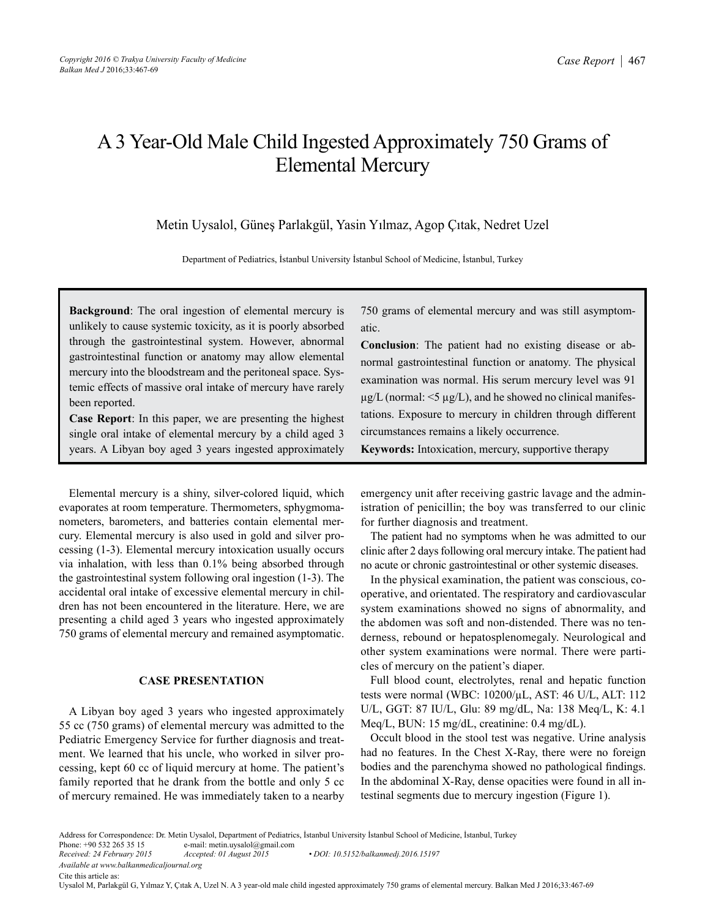# A 3 Year-Old Male Child Ingested Approximately 750 Grams of Elemental Mercury

Metin Uysalol, Güneş Parlakgül, Yasin Yılmaz, Agop Çıtak, Nedret Uzel

Department of Pediatrics, İstanbul University İstanbul School of Medicine, İstanbul, Turkey

**Background**: The oral ingestion of elemental mercury is unlikely to cause systemic toxicity, as it is poorly absorbed through the gastrointestinal system. However, abnormal gastrointestinal function or anatomy may allow elemental mercury into the bloodstream and the peritoneal space. Systemic effects of massive oral intake of mercury have rarely been reported.

**Case Report**: In this paper, we are presenting the highest single oral intake of elemental mercury by a child aged 3 years. A Libyan boy aged 3 years ingested approximately 750 grams of elemental mercury and was still asymptomatic.

**Conclusion**: The patient had no existing disease or abnormal gastrointestinal function or anatomy. The physical examination was normal. His serum mercury level was 91 μg/L (normal: <5 μg/L), and he showed no clinical manifestations. Exposure to mercury in children through different circumstances remains a likely occurrence.

**Keywords:** Intoxication, mercury, supportive therapy

Elemental mercury is a shiny, silver-colored liquid, which evaporates at room temperature. Thermometers, sphygmomanometers, barometers, and batteries contain elemental mercury. Elemental mercury is also used in gold and silver processing (1-3). Elemental mercury intoxication usually occurs via inhalation, with less than 0.1% being absorbed through the gastrointestinal system following oral ingestion (1-3). The accidental oral intake of excessive elemental mercury in children has not been encountered in the literature. Here, we are presenting a child aged 3 years who ingested approximately 750 grams of elemental mercury and remained asymptomatic.

## CASE PRESENTATION

A Libyan boy aged 3 years who ingested approximately 55 cc (750 grams) of elemental mercury was admitted to the Pediatric Emergency Service for further diagnosis and treatment. We learned that his uncle, who worked in silver processing, kept 60 cc of liquid mercury at home. The patient's family reported that he drank from the bottle and only 5 cc of mercury remained. He was immediately taken to a nearby emergency unit after receiving gastric lavage and the administration of penicillin; the boy was transferred to our clinic for further diagnosis and treatment.

The patient had no symptoms when he was admitted to our clinic after 2 days following oral mercury intake. The patient had no acute or chronic gastrointestinal or other systemic diseases.

In the physical examination, the patient was conscious, cooperative, and orientated. The respiratory and cardiovascular system examinations showed no signs of abnormality, and the abdomen was soft and non-distended. There was no tenderness, rebound or hepatosplenomegaly. Neurological and other system examinations were normal. There were particles of mercury on the patient's diaper.

Full blood count, electrolytes, renal and hepatic function tests were normal (WBC: 10200/μL, AST: 46 U/L, ALT: 112 U/L, GGT: 87 IU/L, Glu: 89 mg/dL, Na: 138 Meq/L, K: 4.1 Meq/L, BUN: 15 mg/dL, creatinine: 0.4 mg/dL).

Occult blood in the stool test was negative. Urine analysis had no features. In the Chest X-Ray, there were no foreign bodies and the parenchyma showed no pathological findings. In the abdominal X-Ray, dense opacities were found in all intestinal segments due to mercury ingestion (Figure 1).

Address for Correspondence: Dr. Metin Uysalol, Department of Pediatrics, İstanbul University İstanbul School of Medicine, İstanbul, Turkey
Phone: +90 532 265 35 15 e-mail: metin.uysalol@gmail.com
*Received: 24 February 2015* *Accepted: 01 August 2015* • *DOI: 10.5152/balkanmedj.2016.15197*
*Available at www.balkanmedicaljournal.org*
Cite this article as:
Uysalol M, Parlakgül G, Yılmaz Y, Çıtak A, Uzel N. A 3 year-old male child ingested approximately 750 grams of elemental mercury. Balkan Med J 2016;33:467-69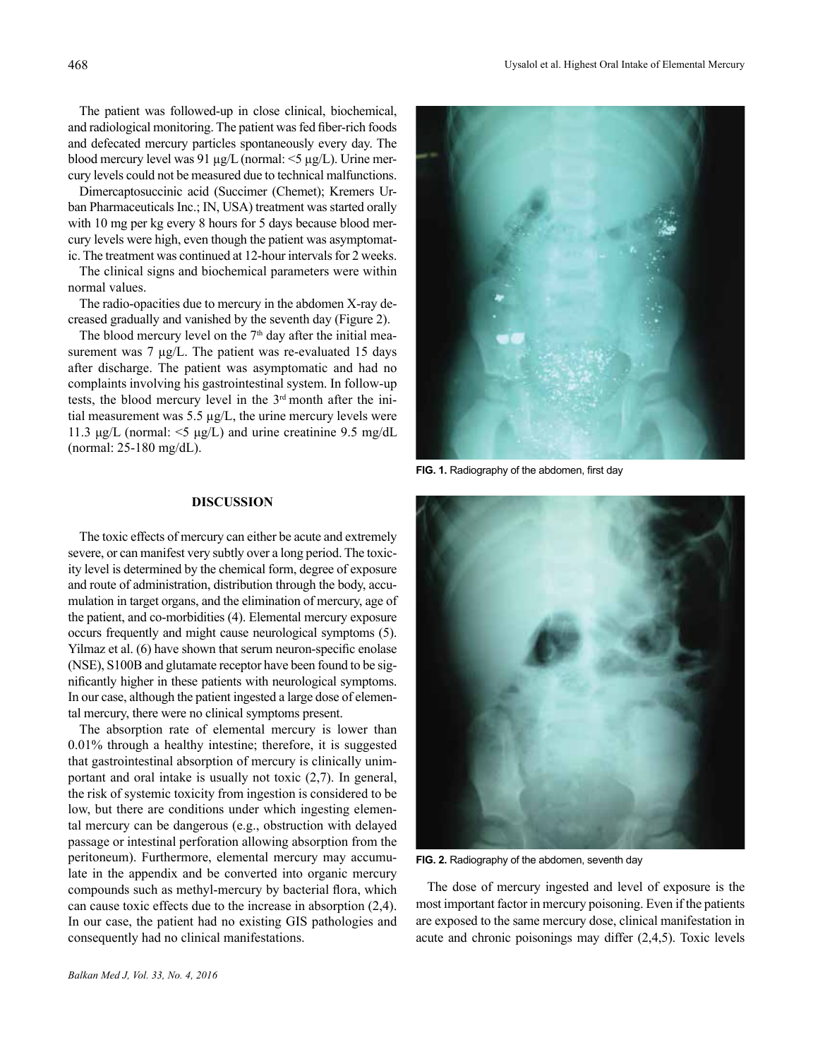The patient was followed-up in close clinical, biochemical, and radiological monitoring. The patient was fed fiber-rich foods and defecated mercury particles spontaneously every day. The blood mercury level was 91 µg/L (normal: <5 µg/L). Urine mercury levels could not be measured due to technical malfunctions.

Dimercaptosuccinic acid (Succimer (Chemet); Kremers Urban Pharmaceuticals Inc.; IN, USA) treatment was started orally with 10 mg per kg every 8 hours for 5 days because blood mercury levels were high, even though the patient was asymptomatic. The treatment was continued at 12-hour intervals for 2 weeks.

The clinical signs and biochemical parameters were within normal values.

The radio-opacities due to mercury in the abdomen X-ray decreased gradually and vanished by the seventh day (Figure 2).

The blood mercury level on the 7th day after the initial measurement was 7 µg/L. The patient was re-evaluated 15 days after discharge. The patient was asymptomatic and had no complaints involving his gastrointestinal system. In follow-up tests, the blood mercury level in the 3rd month after the initial measurement was 5.5 µg/L, the urine mercury levels were 11.3 µg/L (normal: <5 µg/L) and urine creatinine 9.5 mg/dL (normal: 25-180 mg/dL).

**FIG. 1.** Radiography of the abdomen, first day

## DISCUSSION

The toxic effects of mercury can either be acute and extremely severe, or can manifest very subtly over a long period. The toxicity level is determined by the chemical form, degree of exposure and route of administration, distribution through the body, accumulation in target organs, and the elimination of mercury, age of the patient, and co-morbidities (4). Elemental mercury exposure occurs frequently and might cause neurological symptoms (5). Yilmaz et al. (6) have shown that serum neuron-specific enolase (NSE), S100B and glutamate receptor have been found to be significantly higher in these patients with neurological symptoms. In our case, although the patient ingested a large dose of elemental mercury, there were no clinical symptoms present.

The absorption rate of elemental mercury is lower than 0.01% through a healthy intestine; therefore, it is suggested that gastrointestinal absorption of mercury is clinically unimportant and oral intake is usually not toxic (2,7). In general, the risk of systemic toxicity from ingestion is considered to be low, but there are conditions under which ingesting elemental mercury can be dangerous (e.g., obstruction with delayed passage or intestinal perforation allowing absorption from the peritoneum). Furthermore, elemental mercury may accumulate in the appendix and be converted into organic mercury compounds such as methyl-mercury by bacterial flora, which can cause toxic effects due to the increase in absorption (2,4). In our case, the patient had no existing GIS pathologies and consequently had no clinical manifestations.

**FIG. 2.** Radiography of the abdomen, seventh day

The dose of mercury ingested and level of exposure is the most important factor in mercury poisoning. Even if the patients are exposed to the same mercury dose, clinical manifestation in acute and chronic poisonings may differ (2,4,5). Toxic levels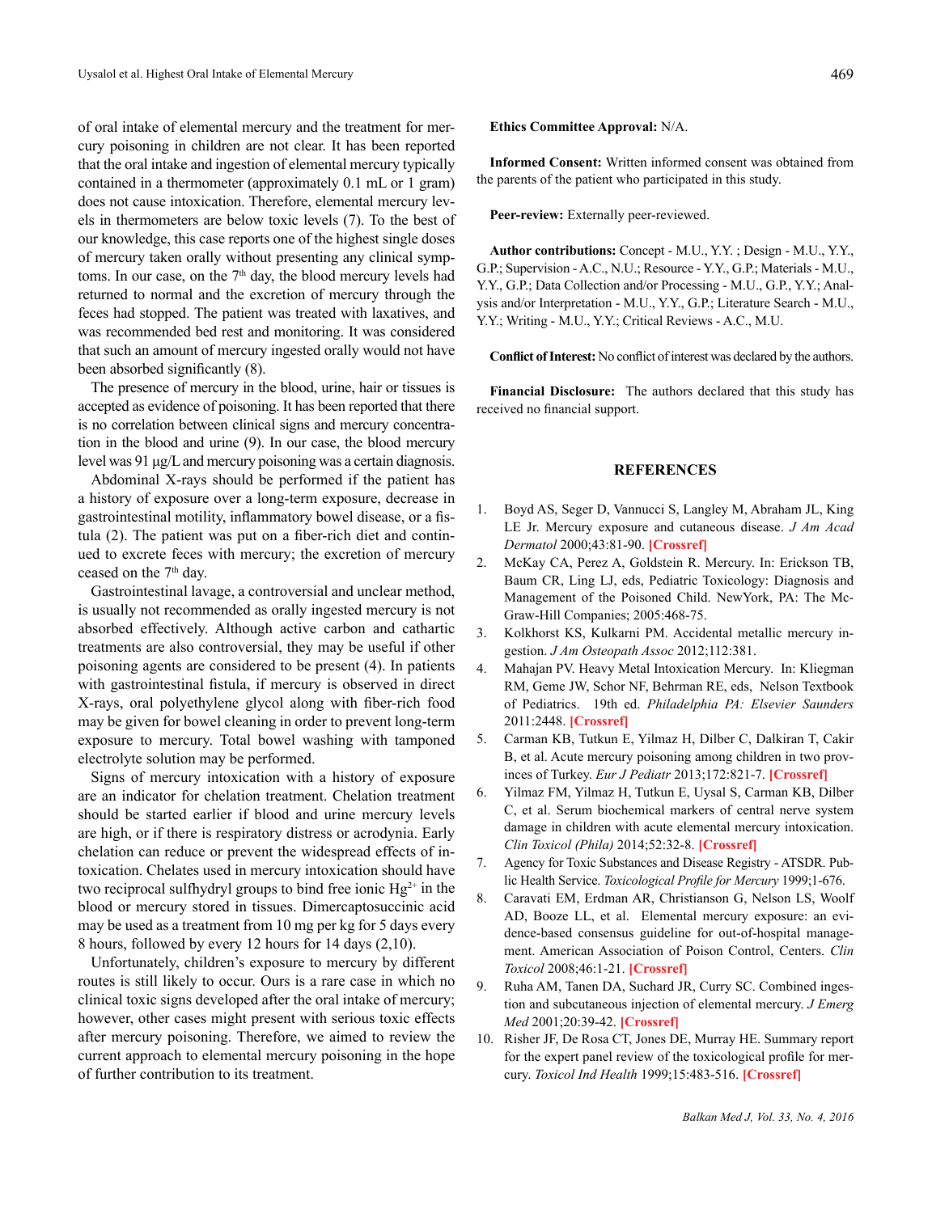of oral intake of elemental mercury and the treatment for mercury poisoning in children are not clear. It has been reported that the oral intake and ingestion of elemental mercury typically contained in a thermometer (approximately 0.1 mL or 1 gram) does not cause intoxication. Therefore, elemental mercury levels in thermometers are below toxic levels (7). To the best of our knowledge, this case reports one of the highest single doses of mercury taken orally without presenting any clinical symptoms. In our case, on the 7th day, the blood mercury levels had returned to normal and the excretion of mercury through the feces had stopped. The patient was treated with laxatives, and was recommended bed rest and monitoring. It was considered that such an amount of mercury ingested orally would not have been absorbed significantly (8).

The presence of mercury in the blood, urine, hair or tissues is accepted as evidence of poisoning. It has been reported that there is no correlation between clinical signs and mercury concentration in the blood and urine (9). In our case, the blood mercury level was 91 μg/L and mercury poisoning was a certain diagnosis.

Abdominal X-rays should be performed if the patient has a history of exposure over a long-term exposure, decrease in gastrointestinal motility, inflammatory bowel disease, or a fistula (2). The patient was put on a fiber-rich diet and continued to excrete feces with mercury; the excretion of mercury ceased on the 7th day.

Gastrointestinal lavage, a controversial and unclear method, is usually not recommended as orally ingested mercury is not absorbed effectively. Although active carbon and cathartic treatments are also controversial, they may be useful if other poisoning agents are considered to be present (4). In patients with gastrointestinal fistula, if mercury is observed in direct X-rays, oral polyethylene glycol along with fiber-rich food may be given for bowel cleaning in order to prevent long-term exposure to mercury. Total bowel washing with tamponed electrolyte solution may be performed.

Signs of mercury intoxication with a history of exposure are an indicator for chelation treatment. Chelation treatment should be started earlier if blood and urine mercury levels are high, or if there is respiratory distress or acrodynia. Early chelation can reduce or prevent the widespread effects of intoxication. Chelates used in mercury intoxication should have two reciprocal sulfhydryl groups to bind free ionic $Hg^{2+}$ in the blood or mercury stored in tissues. Dimercaptosuccinic acid may be used as a treatment from 10 mg per kg for 5 days every 8 hours, followed by every 12 hours for 14 days (2,10).

Unfortunately, children's exposure to mercury by different routes is still likely to occur. Ours is a rare case in which no clinical toxic signs developed after the oral intake of mercury; however, other cases might present with serious toxic effects after mercury poisoning. Therefore, we aimed to review the current approach to elemental mercury poisoning in the hope of further contribution to its treatment.

**Ethics Committee Approval:** N/A.

**Informed Consent:** Written informed consent was obtained from the parents of the patient who participated in this study.

**Peer-review:** Externally peer-reviewed.

**Author contributions:** Concept - M.U., Y.Y. ; Design - M.U., Y.Y., G.P.; Supervision - A.C., N.U.; Resource - Y.Y., G.P.; Materials - M.U., Y.Y., G.P.; Data Collection and/or Processing - M.U., G.P., Y.Y.; Analysis and/or Interpretation - M.U., Y.Y., G.P.; Literature Search - M.U., Y.Y.; Writing - M.U., Y.Y.; Critical Reviews - A.C., M.U.

**Conflict of Interest:** No conflict of interest was declared by the authors.

**Financial Disclosure:** The authors declared that this study has received no financial support.

## REFERENCES

1. Boyd AS, Seger D, Vannucci S, Langley M, Abraham JL, King LE Jr. Mercury exposure and cutaneous disease. *J Am Acad Dermatol* 2000;43:81-90. **[Crossref]**
2. McKay CA, Perez A, Goldstein R. Mercury. In: Erickson TB, Baum CR, Ling LJ, eds, Pediatric Toxicology: Diagnosis and Management of the Poisoned Child. NewYork, PA: The McGraw-Hill Companies; 2005:468-75.
3. Kolkhorst KS, Kulkarni PM. Accidental metallic mercury ingestion. *J Am Osteopath Assoc* 2012;112:381.
4. Mahajan PV. Heavy Metal Intoxication Mercury. In: Kliegman RM, Geme JW, Schor NF, Behrman RE, eds, Nelson Textbook of Pediatrics. 19th ed. *Philadelphia PA: Elsevier Saunders* 2011:2448. **[Crossref]**
5. Carman KB, Tutkun E, Yilmaz H, Dilber C, Dalkiran T, Cakir B, et al. Acute mercury poisoning among children in two provinces of Turkey. *Eur J Pediatr* 2013;172:821-7. **[Crossref]**
6. Yilmaz FM, Yilmaz H, Tutkun E, Uysal S, Carman KB, Dilber C, et al. Serum biochemical markers of central nerve system damage in children with acute elemental mercury intoxication. *Clin Toxicol (Phila)* 2014;52:32-8. **[Crossref]**
7. Agency for Toxic Substances and Disease Registry - ATSDR. Public Health Service. *Toxicological Profile for Mercury* 1999;1-676.
8. Caravati EM, Erdman AR, Christianson G, Nelson LS, Woolf AD, Booze LL, et al. Elemental mercury exposure: an evidence-based consensus guideline for out-of-hospital management. American Association of Poison Control, Centers. *Clin Toxicol* 2008;46:1-21. **[Crossref]**
9. Ruha AM, Tanen DA, Suchard JR, Curry SC. Combined ingestion and subcutaneous injection of elemental mercury. *J Emerg Med* 2001;20:39-42. **[Crossref]**
10. Risher JF, De Rosa CT, Jones DE, Murray HE. Summary report for the expert panel review of the toxicological profile for mercury. *Toxicol Ind Health* 1999;15:483-516. **[Crossref]**